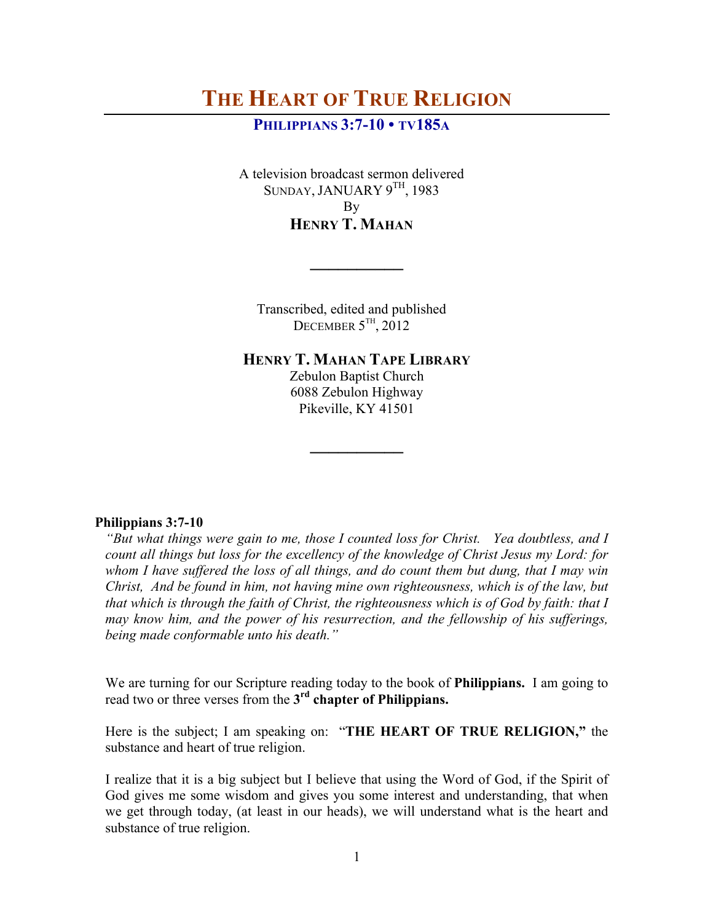# THE HEART OF TRUE RELIGION

## PHILIPPIANS 3:7-10 • TV185A

A television broadcast sermon delivered
SUNDAY, JANUARY 9TH, 1983
By
**HENRY T. MAHAN**

---

Transcribed, edited and published
DECEMBER 5TH, 2012

**HENRY T. MAHAN TAPE LIBRARY**
Zebulon Baptist Church
6088 Zebulon Highway
Pikeville, KY 41501

---

**Philippians 3:7-10**

*"But what things were gain to me, those I counted loss for Christ. Yea doubtless, and I count all things but loss for the excellency of the knowledge of Christ Jesus my Lord: for whom I have suffered the loss of all things, and do count them but dung, that I may win Christ, And be found in him, not having mine own righteousness, which is of the law, but that which is through the faith of Christ, the righteousness which is of God by faith: that I may know him, and the power of his resurrection, and the fellowship of his sufferings, being made conformable unto his death."*

We are turning for our Scripture reading today to the book of **Philippians.** I am going to read two or three verses from the **3rd chapter of Philippians.**

Here is the subject; I am speaking on: "**THE HEART OF TRUE RELIGION,"** the substance and heart of true religion.

I realize that it is a big subject but I believe that using the Word of God, if the Spirit of God gives me some wisdom and gives you some interest and understanding, that when we get through today, (at least in our heads), we will understand what is the heart and substance of true religion.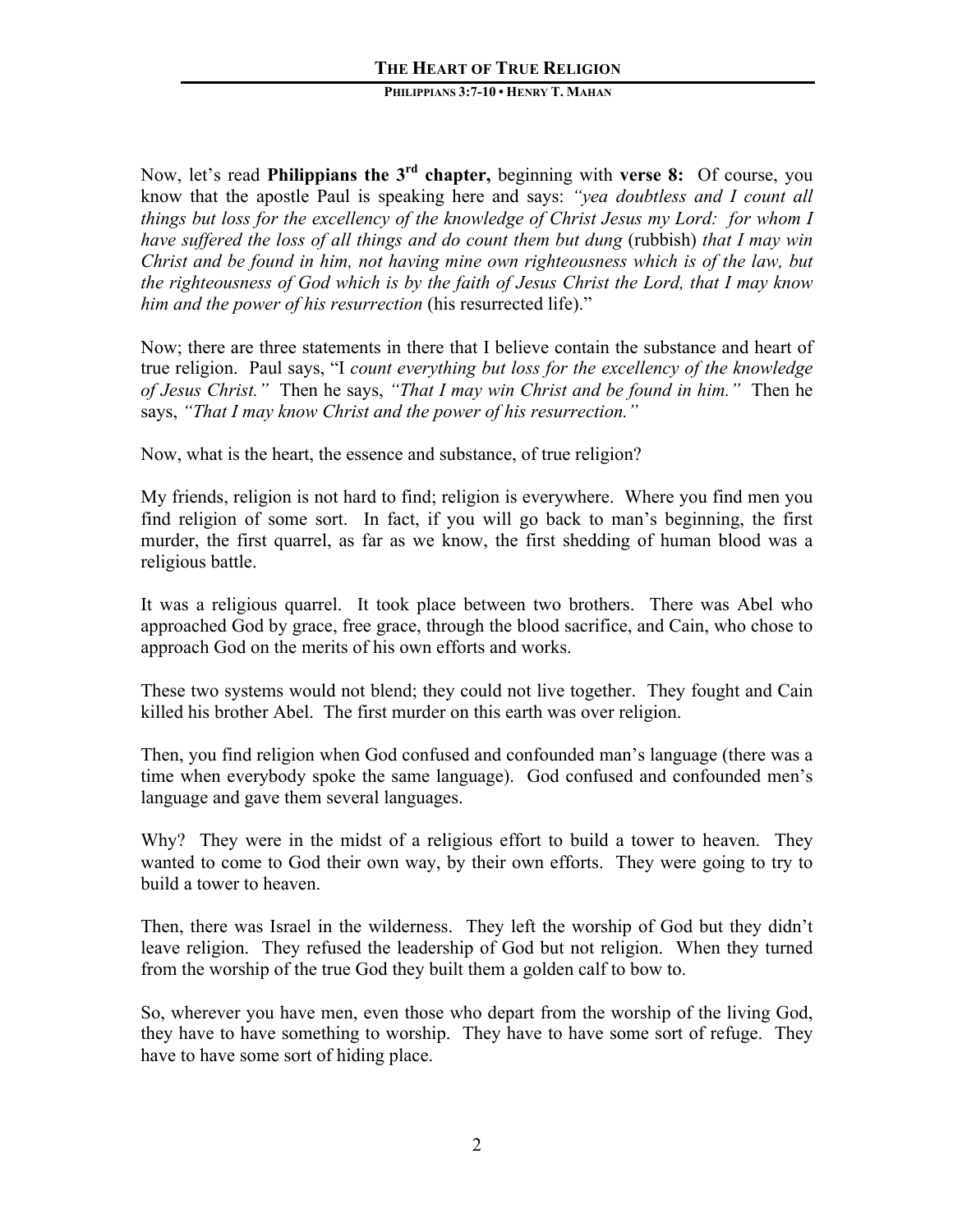Now, let's read **Philippians the 3rd chapter,** beginning with **verse 8:** Of course, you know that the apostle Paul is speaking here and says: *"yea doubtless and I count all things but loss for the excellency of the knowledge of Christ Jesus my Lord: for whom I have suffered the loss of all things and do count them but dung* (rubbish) *that I may win Christ and be found in him, not having mine own righteousness which is of the law, but the righteousness of God which is by the faith of Jesus Christ the Lord, that I may know him and the power of his resurrection* (his resurrected life)."

Now; there are three statements in there that I believe contain the substance and heart of true religion. Paul says, "I *count everything but loss for the excellency of the knowledge of Jesus Christ."* Then he says, *"That I may win Christ and be found in him."* Then he says, *"That I may know Christ and the power of his resurrection."*

Now, what is the heart, the essence and substance, of true religion?

My friends, religion is not hard to find; religion is everywhere. Where you find men you find religion of some sort. In fact, if you will go back to man's beginning, the first murder, the first quarrel, as far as we know, the first shedding of human blood was a religious battle.

It was a religious quarrel. It took place between two brothers. There was Abel who approached God by grace, free grace, through the blood sacrifice, and Cain, who chose to approach God on the merits of his own efforts and works.

These two systems would not blend; they could not live together. They fought and Cain killed his brother Abel. The first murder on this earth was over religion.

Then, you find religion when God confused and confounded man's language (there was a time when everybody spoke the same language). God confused and confounded men's language and gave them several languages.

Why? They were in the midst of a religious effort to build a tower to heaven. They wanted to come to God their own way, by their own efforts. They were going to try to build a tower to heaven.

Then, there was Israel in the wilderness. They left the worship of God but they didn't leave religion. They refused the leadership of God but not religion. When they turned from the worship of the true God they built them a golden calf to bow to.

So, wherever you have men, even those who depart from the worship of the living God, they have to have something to worship. They have to have some sort of refuge. They have to have some sort of hiding place.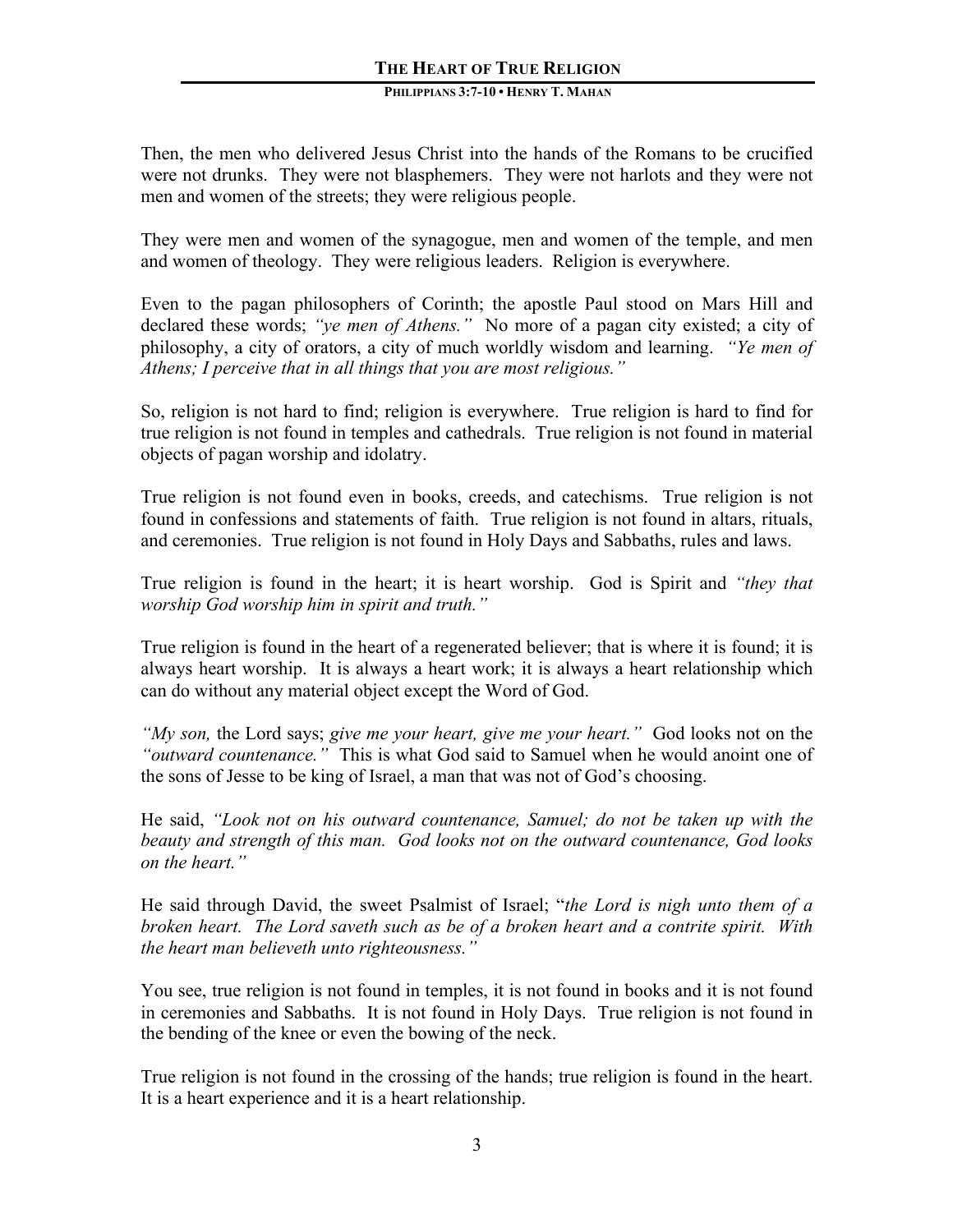Then, the men who delivered Jesus Christ into the hands of the Romans to be crucified were not drunks. They were not blasphemers. They were not harlots and they were not men and women of the streets; they were religious people.

They were men and women of the synagogue, men and women of the temple, and men and women of theology. They were religious leaders. Religion is everywhere.

Even to the pagan philosophers of Corinth; the apostle Paul stood on Mars Hill and declared these words; *"ye men of Athens."* No more of a pagan city existed; a city of philosophy, a city of orators, a city of much worldly wisdom and learning. *"Ye men of Athens; I perceive that in all things that you are most religious."*

So, religion is not hard to find; religion is everywhere. True religion is hard to find for true religion is not found in temples and cathedrals. True religion is not found in material objects of pagan worship and idolatry.

True religion is not found even in books, creeds, and catechisms. True religion is not found in confessions and statements of faith. True religion is not found in altars, rituals, and ceremonies. True religion is not found in Holy Days and Sabbaths, rules and laws.

True religion is found in the heart; it is heart worship. God is Spirit and *"they that worship God worship him in spirit and truth."*

True religion is found in the heart of a regenerated believer; that is where it is found; it is always heart worship. It is always a heart work; it is always a heart relationship which can do without any material object except the Word of God.

*"My son,* the Lord says; *give me your heart, give me your heart."* God looks not on the *"outward countenance."* This is what God said to Samuel when he would anoint one of the sons of Jesse to be king of Israel, a man that was not of God's choosing.

He said, *"Look not on his outward countenance, Samuel; do not be taken up with the beauty and strength of this man. God looks not on the outward countenance, God looks on the heart."*

He said through David, the sweet Psalmist of Israel; "*the Lord is nigh unto them of a broken heart. The Lord saveth such as be of a broken heart and a contrite spirit. With the heart man believeth unto righteousness."*

You see, true religion is not found in temples, it is not found in books and it is not found in ceremonies and Sabbaths. It is not found in Holy Days. True religion is not found in the bending of the knee or even the bowing of the neck.

True religion is not found in the crossing of the hands; true religion is found in the heart. It is a heart experience and it is a heart relationship.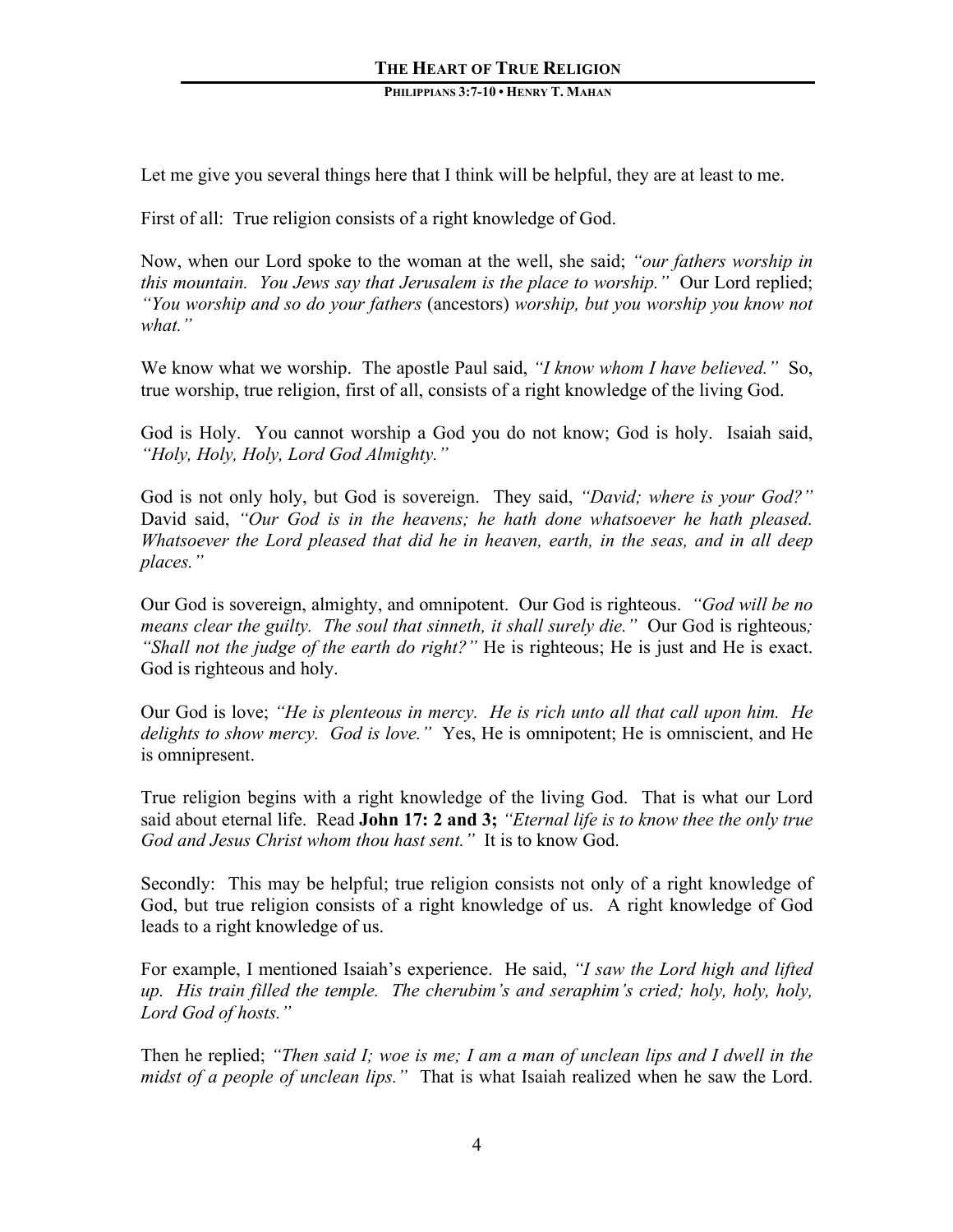Let me give you several things here that I think will be helpful, they are at least to me.

First of all: True religion consists of a right knowledge of God.

Now, when our Lord spoke to the woman at the well, she said; *"our fathers worship in this mountain. You Jews say that Jerusalem is the place to worship."* Our Lord replied; *"You worship and so do your fathers* (ancestors) *worship, but you worship you know not what."*

We know what we worship. The apostle Paul said, *"I know whom I have believed."* So, true worship, true religion, first of all, consists of a right knowledge of the living God.

God is Holy. You cannot worship a God you do not know; God is holy. Isaiah said, *"Holy, Holy, Holy, Lord God Almighty."*

God is not only holy, but God is sovereign. They said, *"David; where is your God?"* David said, *"Our God is in the heavens; he hath done whatsoever he hath pleased. Whatsoever the Lord pleased that did he in heaven, earth, in the seas, and in all deep places."*

Our God is sovereign, almighty, and omnipotent. Our God is righteous. *"God will be no means clear the guilty. The soul that sinneth, it shall surely die."* Our God is righteous*; "Shall not the judge of the earth do right?"* He is righteous; He is just and He is exact. God is righteous and holy.

Our God is love; *"He is plenteous in mercy. He is rich unto all that call upon him. He delights to show mercy. God is love."* Yes, He is omnipotent; He is omniscient, and He is omnipresent.

True religion begins with a right knowledge of the living God. That is what our Lord said about eternal life. Read **John 17: 2 and 3;** *"Eternal life is to know thee the only true God and Jesus Christ whom thou hast sent."* It is to know God.

Secondly: This may be helpful; true religion consists not only of a right knowledge of God, but true religion consists of a right knowledge of us. A right knowledge of God leads to a right knowledge of us.

For example, I mentioned Isaiah's experience. He said, *"I saw the Lord high and lifted up. His train filled the temple. The cherubim's and seraphim's cried; holy, holy, holy, Lord God of hosts."*

Then he replied; *"Then said I; woe is me; I am a man of unclean lips and I dwell in the midst of a people of unclean lips."* That is what Isaiah realized when he saw the Lord.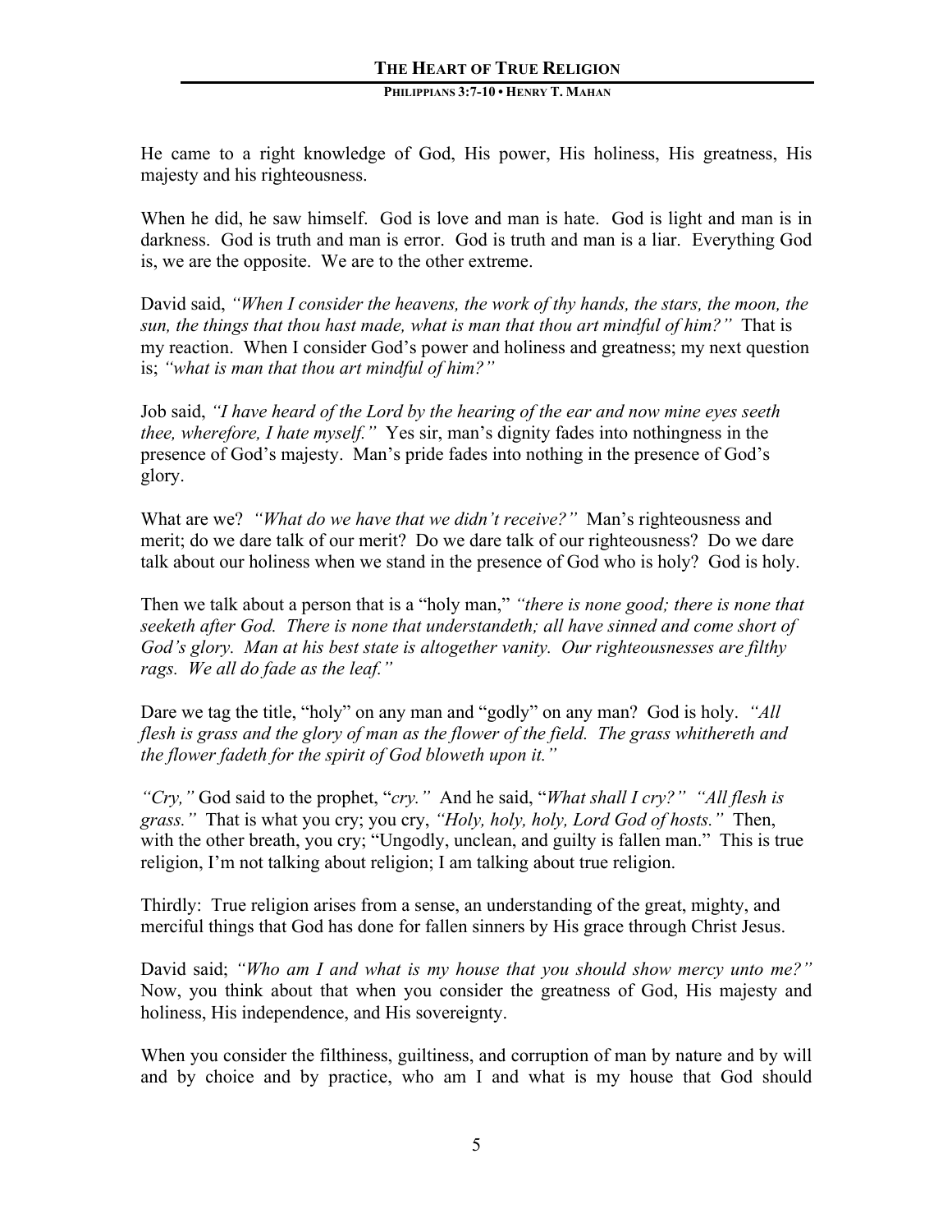He came to a right knowledge of God, His power, His holiness, His greatness, His majesty and his righteousness.

When he did, he saw himself. God is love and man is hate. God is light and man is in darkness. God is truth and man is error. God is truth and man is a liar. Everything God is, we are the opposite. We are to the other extreme.

David said, *"When I consider the heavens, the work of thy hands, the stars, the moon, the sun, the things that thou hast made, what is man that thou art mindful of him?"* That is my reaction. When I consider God's power and holiness and greatness; my next question is; *"what is man that thou art mindful of him?"*

Job said, *"I have heard of the Lord by the hearing of the ear and now mine eyes seeth thee, wherefore, I hate myself."* Yes sir, man's dignity fades into nothingness in the presence of God's majesty. Man's pride fades into nothing in the presence of God's glory.

What are we? *"What do we have that we didn't receive?"* Man's righteousness and merit; do we dare talk of our merit? Do we dare talk of our righteousness? Do we dare talk about our holiness when we stand in the presence of God who is holy? God is holy.

Then we talk about a person that is a "holy man," *"there is none good; there is none that seeketh after God. There is none that understandeth; all have sinned and come short of God's glory. Man at his best state is altogether vanity. Our righteousnesses are filthy rags. We all do fade as the leaf."*

Dare we tag the title, "holy" on any man and "godly" on any man? God is holy. *"All flesh is grass and the glory of man as the flower of the field. The grass whithereth and the flower fadeth for the spirit of God bloweth upon it."*

*"Cry,"* God said to the prophet, "*cry."* And he said, "*What shall I cry?" "All flesh is grass."* That is what you cry; you cry, *"Holy, holy, holy, Lord God of hosts."* Then, with the other breath, you cry; "Ungodly, unclean, and guilty is fallen man." This is true religion, I'm not talking about religion; I am talking about true religion.

Thirdly: True religion arises from a sense, an understanding of the great, mighty, and merciful things that God has done for fallen sinners by His grace through Christ Jesus.

David said; *"Who am I and what is my house that you should show mercy unto me?"* Now, you think about that when you consider the greatness of God, His majesty and holiness, His independence, and His sovereignty.

When you consider the filthiness, guiltiness, and corruption of man by nature and by will and by choice and by practice, who am I and what is my house that God should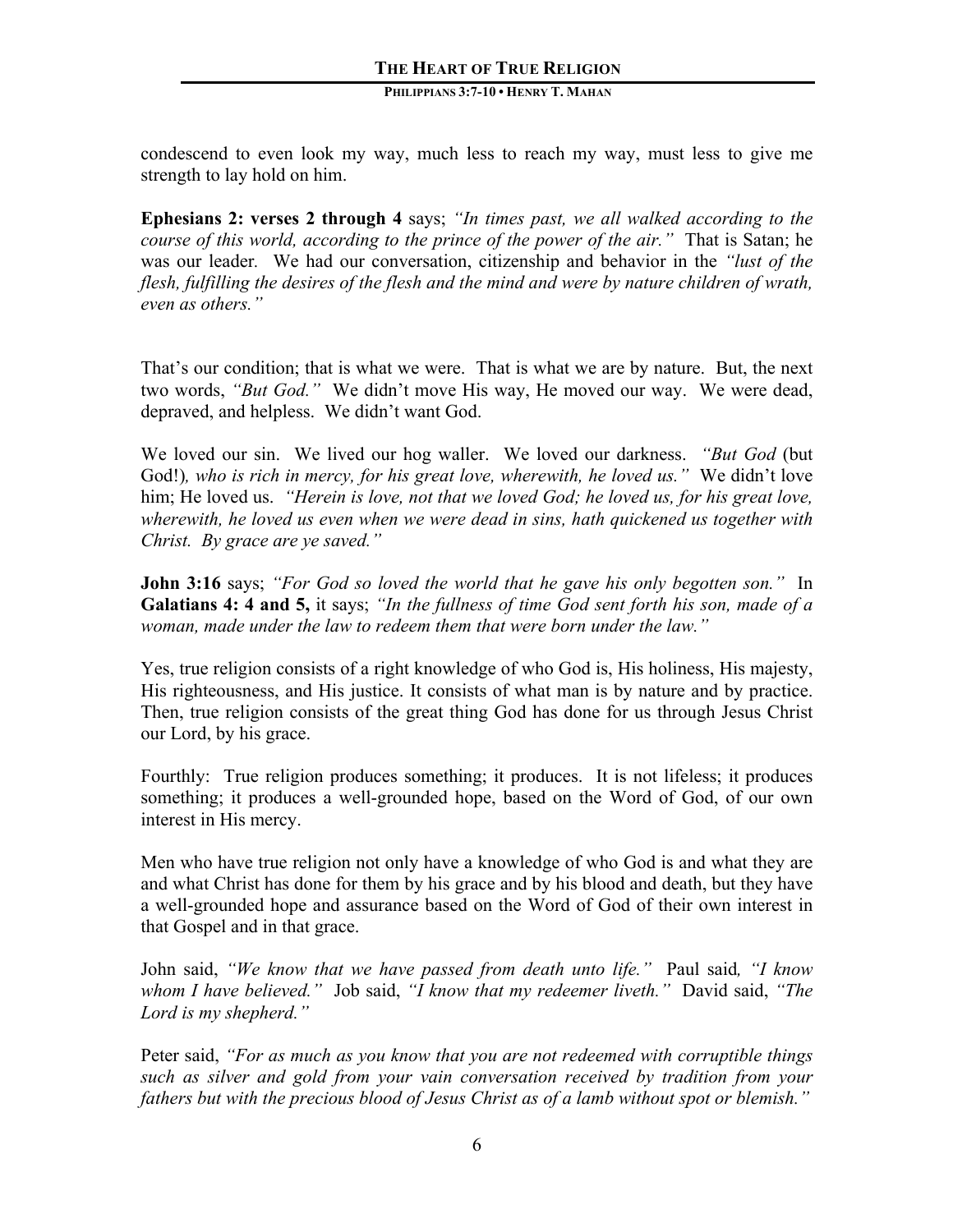condescend to even look my way, much less to reach my way, must less to give me strength to lay hold on him.

**Ephesians 2: verses 2 through 4** says; *"In times past, we all walked according to the course of this world, according to the prince of the power of the air."* That is Satan; he was our leader. We had our conversation, citizenship and behavior in the *"lust of the flesh, fulfilling the desires of the flesh and the mind and were by nature children of wrath, even as others."*

That's our condition; that is what we were. That is what we are by nature. But, the next two words, *"But God."* We didn't move His way, He moved our way. We were dead, depraved, and helpless. We didn't want God.

We loved our sin. We lived our hog waller. We loved our darkness. *"But God* (but God!)*, who is rich in mercy, for his great love, wherewith, he loved us."* We didn't love him; He loved us. *"Herein is love, not that we loved God; he loved us, for his great love, wherewith, he loved us even when we were dead in sins, hath quickened us together with Christ. By grace are ye saved."*

**John 3:16** says; *"For God so loved the world that he gave his only begotten son."* In **Galatians 4: 4 and 5,** it says; *"In the fullness of time God sent forth his son, made of a woman, made under the law to redeem them that were born under the law."*

Yes, true religion consists of a right knowledge of who God is, His holiness, His majesty, His righteousness, and His justice. It consists of what man is by nature and by practice. Then, true religion consists of the great thing God has done for us through Jesus Christ our Lord, by his grace.

Fourthly: True religion produces something; it produces. It is not lifeless; it produces something; it produces a well-grounded hope, based on the Word of God, of our own interest in His mercy.

Men who have true religion not only have a knowledge of who God is and what they are and what Christ has done for them by his grace and by his blood and death, but they have a well-grounded hope and assurance based on the Word of God of their own interest in that Gospel and in that grace.

John said, *"We know that we have passed from death unto life."* Paul said*, "I know whom I have believed."* Job said, *"I know that my redeemer liveth."* David said, *"The Lord is my shepherd."*

Peter said, *"For as much as you know that you are not redeemed with corruptible things such as silver and gold from your vain conversation received by tradition from your fathers but with the precious blood of Jesus Christ as of a lamb without spot or blemish."*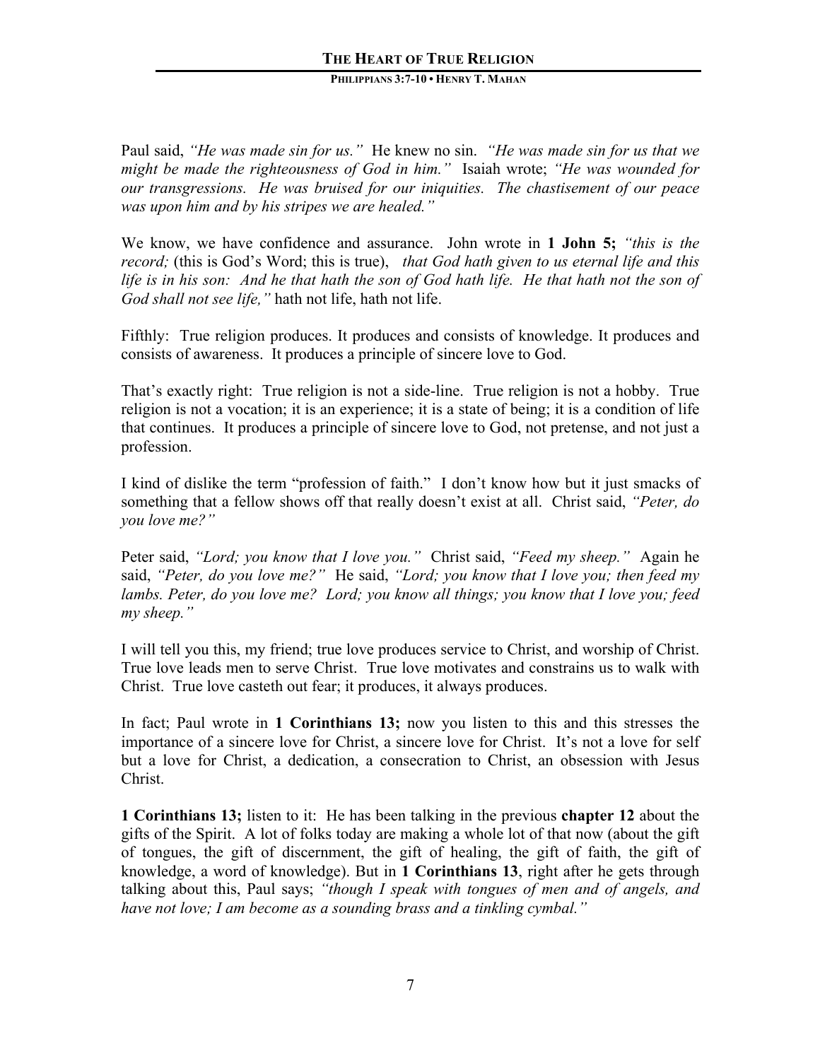Paul said, *"He was made sin for us."* He knew no sin. *"He was made sin for us that we might be made the righteousness of God in him."* Isaiah wrote; *"He was wounded for our transgressions. He was bruised for our iniquities. The chastisement of our peace was upon him and by his stripes we are healed."*

We know, we have confidence and assurance. John wrote in **1 John 5;** *"this is the record;* (this is God's Word; this is true), *that God hath given to us eternal life and this life is in his son: And he that hath the son of God hath life. He that hath not the son of God shall not see life,"* hath not life, hath not life.

Fifthly: True religion produces. It produces and consists of knowledge. It produces and consists of awareness. It produces a principle of sincere love to God.

That's exactly right: True religion is not a side-line. True religion is not a hobby. True religion is not a vocation; it is an experience; it is a state of being; it is a condition of life that continues. It produces a principle of sincere love to God, not pretense, and not just a profession.

I kind of dislike the term "profession of faith." I don't know how but it just smacks of something that a fellow shows off that really doesn't exist at all. Christ said, *"Peter, do you love me?"*

Peter said, *"Lord; you know that I love you."* Christ said, *"Feed my sheep."* Again he said, *"Peter, do you love me?"* He said, *"Lord; you know that I love you; then feed my lambs. Peter, do you love me? Lord; you know all things; you know that I love you; feed my sheep."*

I will tell you this, my friend; true love produces service to Christ, and worship of Christ. True love leads men to serve Christ. True love motivates and constrains us to walk with Christ. True love casteth out fear; it produces, it always produces.

In fact; Paul wrote in **1 Corinthians 13;** now you listen to this and this stresses the importance of a sincere love for Christ, a sincere love for Christ. It's not a love for self but a love for Christ, a dedication, a consecration to Christ, an obsession with Jesus Christ.

**1 Corinthians 13;** listen to it: He has been talking in the previous **chapter 12** about the gifts of the Spirit. A lot of folks today are making a whole lot of that now (about the gift of tongues, the gift of discernment, the gift of healing, the gift of faith, the gift of knowledge, a word of knowledge). But in **1 Corinthians 13**, right after he gets through talking about this, Paul says; *"though I speak with tongues of men and of angels, and have not love; I am become as a sounding brass and a tinkling cymbal."*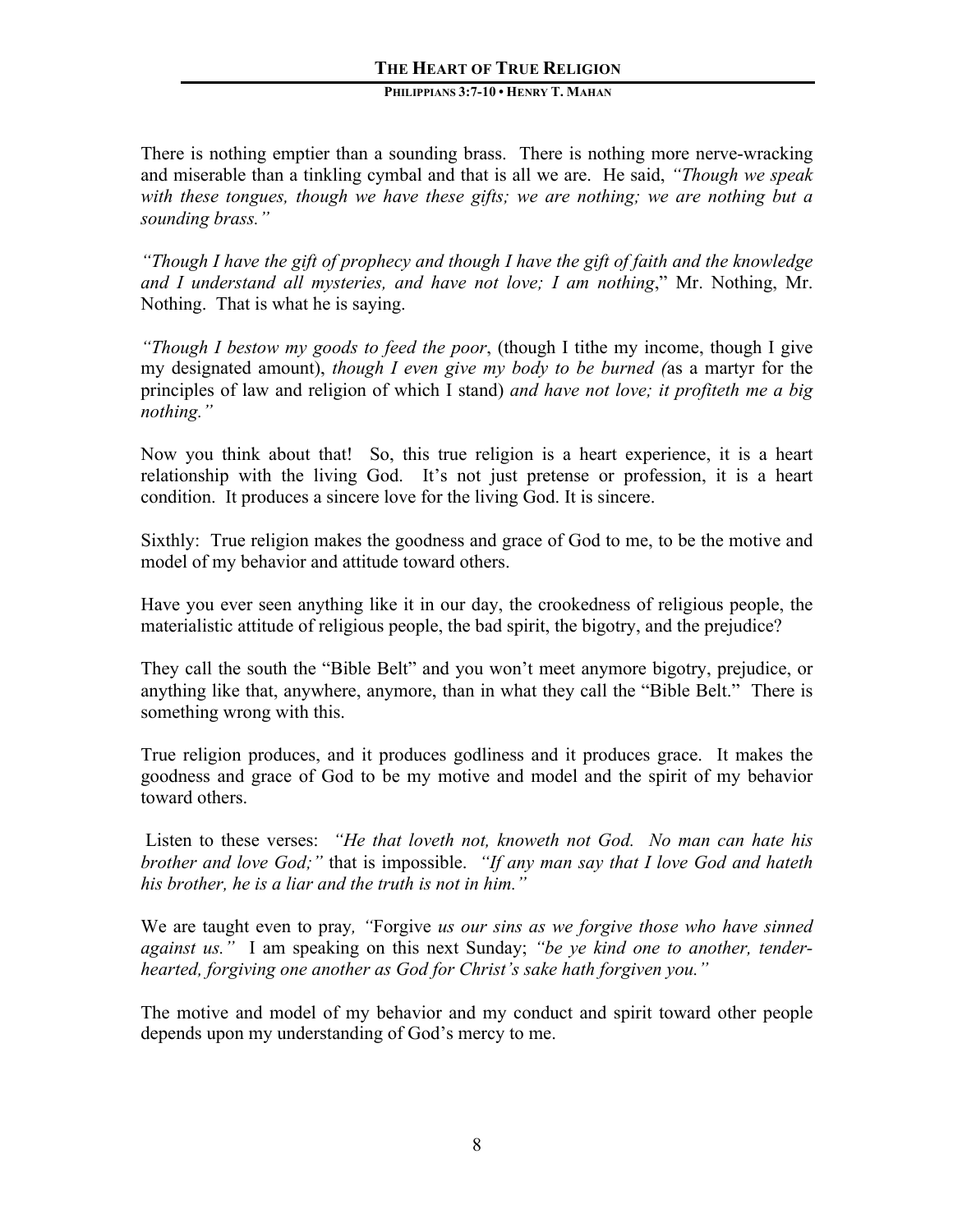There is nothing emptier than a sounding brass. There is nothing more nerve-wracking and miserable than a tinkling cymbal and that is all we are. He said, *"Though we speak with these tongues, though we have these gifts; we are nothing; we are nothing but a sounding brass."*

*"Though I have the gift of prophecy and though I have the gift of faith and the knowledge and I understand all mysteries, and have not love; I am nothing*," Mr. Nothing, Mr. Nothing. That is what he is saying.

*"Though I bestow my goods to feed the poor*, (though I tithe my income, though I give my designated amount), *though I even give my body to be burned (*as a martyr for the principles of law and religion of which I stand) *and have not love; it profiteth me a big nothing."*

Now you think about that! So, this true religion is a heart experience, it is a heart relationship with the living God. It's not just pretense or profession, it is a heart condition. It produces a sincere love for the living God. It is sincere.

Sixthly: True religion makes the goodness and grace of God to me, to be the motive and model of my behavior and attitude toward others.

Have you ever seen anything like it in our day, the crookedness of religious people, the materialistic attitude of religious people, the bad spirit, the bigotry, and the prejudice?

They call the south the "Bible Belt" and you won't meet anymore bigotry, prejudice, or anything like that, anywhere, anymore, than in what they call the "Bible Belt." There is something wrong with this.

True religion produces, and it produces godliness and it produces grace. It makes the goodness and grace of God to be my motive and model and the spirit of my behavior toward others.

Listen to these verses: *"He that loveth not, knoweth not God. No man can hate his brother and love God;"* that is impossible. *"If any man say that I love God and hateth his brother, he is a liar and the truth is not in him."*

We are taught even to pray*, "*Forgive *us our sins as we forgive those who have sinned against us."* I am speaking on this next Sunday; *"be ye kind one to another, tender-hearted, forgiving one another as God for Christ's sake hath forgiven you."*

The motive and model of my behavior and my conduct and spirit toward other people depends upon my understanding of God's mercy to me.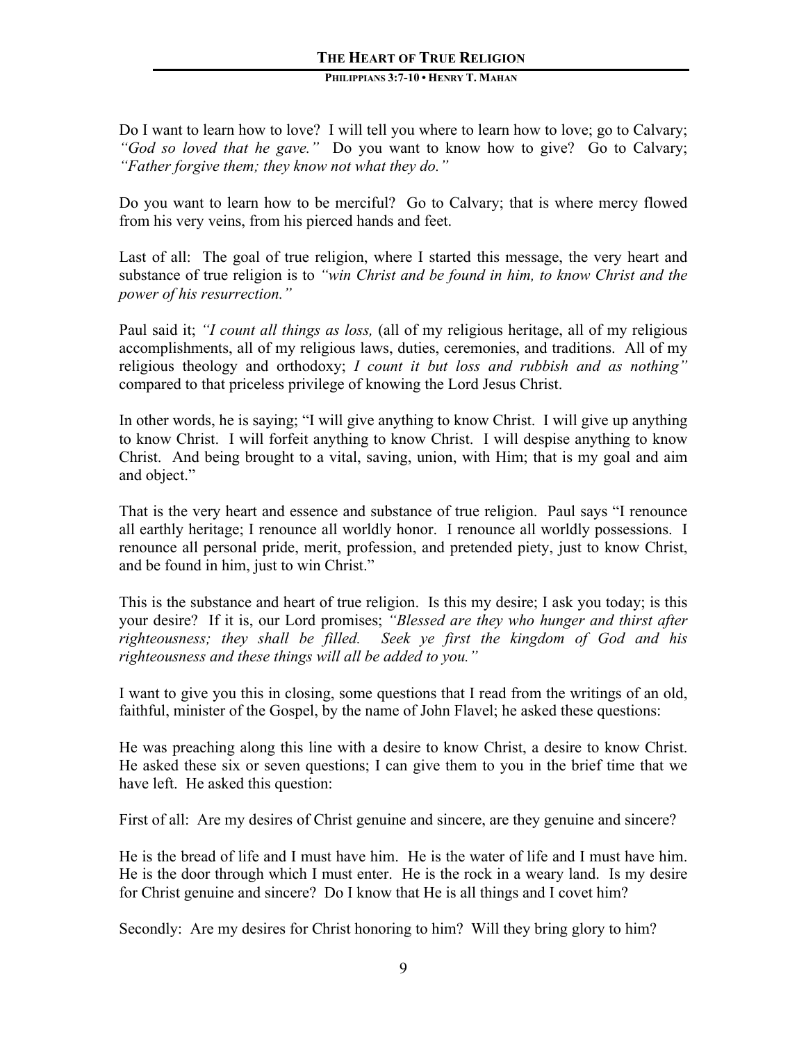Do I want to learn how to love? I will tell you where to learn how to love; go to Calvary; *"God so loved that he gave."* Do you want to know how to give? Go to Calvary; *"Father forgive them; they know not what they do."*

Do you want to learn how to be merciful? Go to Calvary; that is where mercy flowed from his very veins, from his pierced hands and feet.

Last of all: The goal of true religion, where I started this message, the very heart and substance of true religion is to *"win Christ and be found in him, to know Christ and the power of his resurrection."*

Paul said it; *"I count all things as loss,* (all of my religious heritage, all of my religious accomplishments, all of my religious laws, duties, ceremonies, and traditions. All of my religious theology and orthodoxy; *I count it but loss and rubbish and as nothing"* compared to that priceless privilege of knowing the Lord Jesus Christ.

In other words, he is saying; "I will give anything to know Christ. I will give up anything to know Christ. I will forfeit anything to know Christ. I will despise anything to know Christ. And being brought to a vital, saving, union, with Him; that is my goal and aim and object."

That is the very heart and essence and substance of true religion. Paul says "I renounce all earthly heritage; I renounce all worldly honor. I renounce all worldly possessions. I renounce all personal pride, merit, profession, and pretended piety, just to know Christ, and be found in him, just to win Christ."

This is the substance and heart of true religion. Is this my desire; I ask you today; is this your desire? If it is, our Lord promises; *"Blessed are they who hunger and thirst after righteousness; they shall be filled. Seek ye first the kingdom of God and his righteousness and these things will all be added to you."*

I want to give you this in closing, some questions that I read from the writings of an old, faithful, minister of the Gospel, by the name of John Flavel; he asked these questions:

He was preaching along this line with a desire to know Christ, a desire to know Christ. He asked these six or seven questions; I can give them to you in the brief time that we have left. He asked this question:

First of all: Are my desires of Christ genuine and sincere, are they genuine and sincere?

He is the bread of life and I must have him. He is the water of life and I must have him. He is the door through which I must enter. He is the rock in a weary land. Is my desire for Christ genuine and sincere? Do I know that He is all things and I covet him?

Secondly: Are my desires for Christ honoring to him? Will they bring glory to him?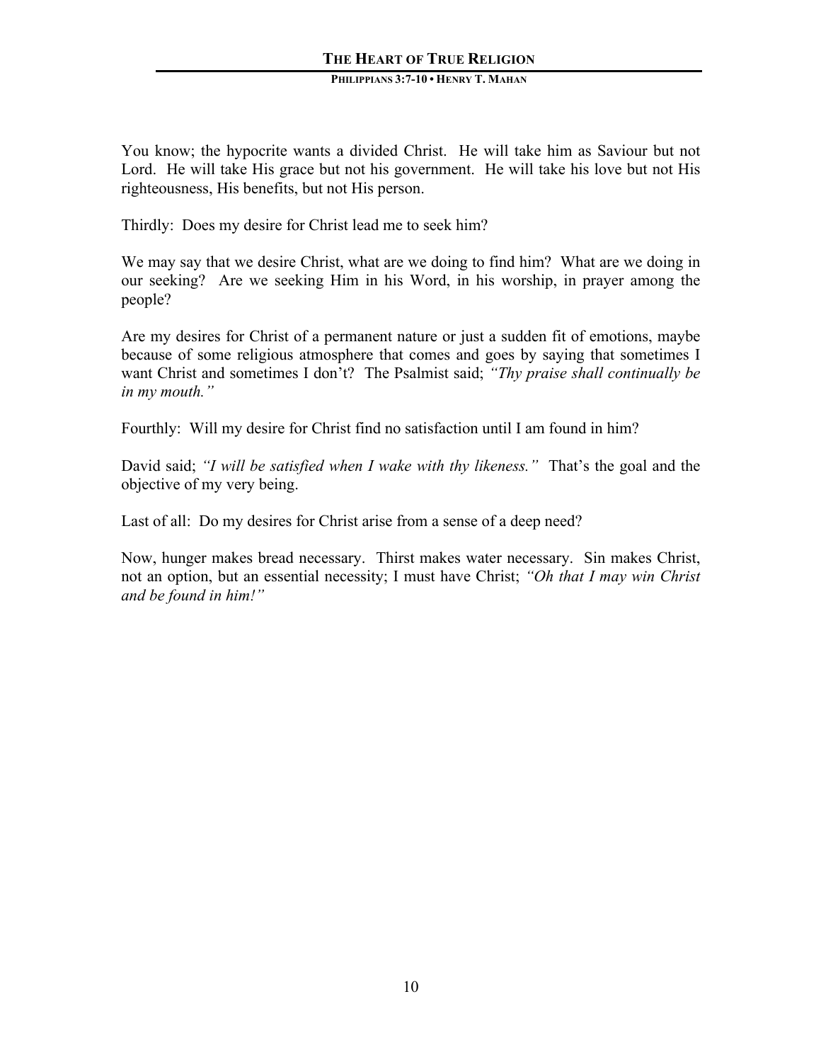You know; the hypocrite wants a divided Christ. He will take him as Saviour but not Lord. He will take His grace but not his government. He will take his love but not His righteousness, His benefits, but not His person.

Thirdly: Does my desire for Christ lead me to seek him?

We may say that we desire Christ, what are we doing to find him? What are we doing in our seeking? Are we seeking Him in his Word, in his worship, in prayer among the people?

Are my desires for Christ of a permanent nature or just a sudden fit of emotions, maybe because of some religious atmosphere that comes and goes by saying that sometimes I want Christ and sometimes I don't? The Psalmist said; *"Thy praise shall continually be in my mouth."*

Fourthly: Will my desire for Christ find no satisfaction until I am found in him?

David said; *"I will be satisfied when I wake with thy likeness."* That's the goal and the objective of my very being.

Last of all: Do my desires for Christ arise from a sense of a deep need?

Now, hunger makes bread necessary. Thirst makes water necessary. Sin makes Christ, not an option, but an essential necessity; I must have Christ; *"Oh that I may win Christ and be found in him!"*